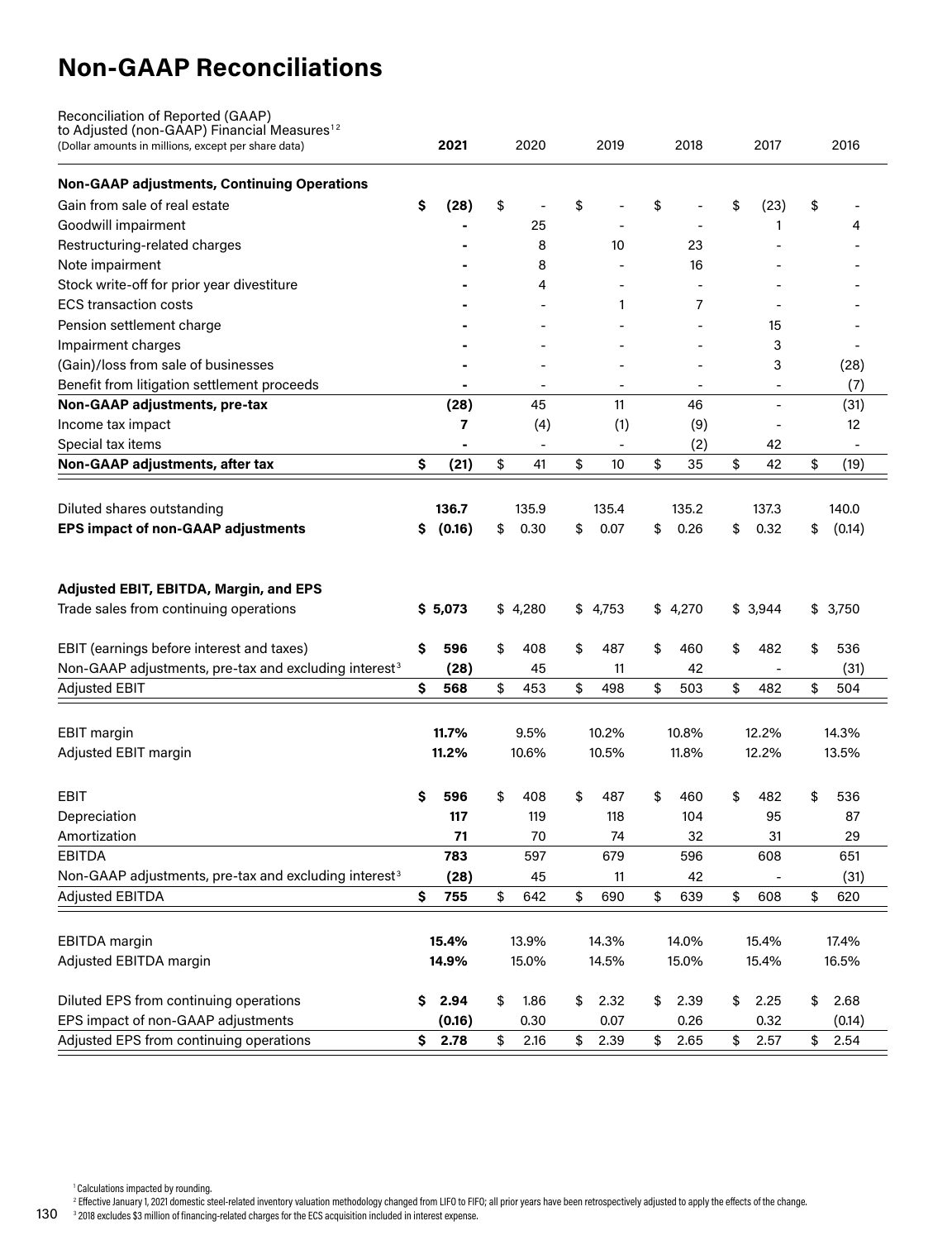# Non-GAAP Reconciliations

| Reconciliation of Reported (GAAP) to Adjusted (non-GAAP) Financial Measures[1 2] (Dollar amounts in millions, except per share data) | **2021** | 2020 | 2019 | 2018 | 2017 | 2016 |
|---|---|---|---|---|---|---|
| **Non-GAAP adjustments, Continuing Operations** | | | | | | |
| Gain from sale of real estate | **$ (28)** | $ - | $ - | $ - | $ (23) | $ - |
| Goodwill impairment | **-** | 25 | - | - | 1 | 4 |
| Restructuring-related charges | **-** | 8 | 10 | 23 | - | - |
| Note impairment | **-** | 8 | - | 16 | - | - |
| Stock write-off for prior year divestiture | **-** | 4 | - | - | - | - |
| ECS transaction costs | **-** | - | 1 | 7 | - | - |
| Pension settlement charge | **-** | - | - | - | 15 | - |
| Impairment charges | **-** | - | - | - | 3 | - |
| (Gain)/loss from sale of businesses | **-** | - | - | - | 3 | (28) |
| Benefit from litigation settlement proceeds | **-** | - | - | - | - | (7) |
| **Non-GAAP adjustments, pre-tax** | **(28)** | 45 | 11 | 46 | - | (31) |
| Income tax impact | **7** | (4) | (1) | (9) | - | 12 |
| Special tax items | **-** | - | - | (2) | 42 | - |
| **Non-GAAP adjustments, after tax** | **$ (21)** | $ 41 | $ 10 | $ 35 | $ 42 | $ (19) |
| | | | | | | |
| Diluted shares outstanding | **136.7** | 135.9 | 135.4 | 135.2 | 137.3 | 140.0 |
| **EPS impact of non-GAAP adjustments** | **$ (0.16)** | $ 0.30 | $ 0.07 | $ 0.26 | $ 0.32 | $ (0.14) |
| | | | | | | |
| **Adjusted EBIT, EBITDA, Margin, and EPS** | | | | | | |
| Trade sales from continuing operations | **$ 5,073** | $ 4,280 | $ 4,753 | $ 4,270 | $ 3,944 | $ 3,750 |
| | | | | | | |
| EBIT (earnings before interest and taxes) | **$ 596** | $ 408 | $ 487 | $ 460 | $ 482 | $ 536 |
| Non-GAAP adjustments, pre-tax and excluding interest[3] | **(28)** | 45 | 11 | 42 | - | (31) |
| Adjusted EBIT | **$ 568** | $ 453 | $ 498 | $ 503 | $ 482 | $ 504 |
| | | | | | | |
| EBIT margin | **11.7%** | 9.5% | 10.2% | 10.8% | 12.2% | 14.3% |
| Adjusted EBIT margin | **11.2%** | 10.6% | 10.5% | 11.8% | 12.2% | 13.5% |
| | | | | | | |
| EBIT | **$ 596** | $ 408 | $ 487 | $ 460 | $ 482 | $ 536 |
| Depreciation | **117** | 119 | 118 | 104 | 95 | 87 |
| Amortization | **71** | 70 | 74 | 32 | 31 | 29 |
| EBITDA | **783** | 597 | 679 | 596 | 608 | 651 |
| Non-GAAP adjustments, pre-tax and excluding interest[3] | **(28)** | 45 | 11 | 42 | - | (31) |
| Adjusted EBITDA | **$ 755** | $ 642 | $ 690 | $ 639 | $ 608 | $ 620 |
| | | | | | | |
| EBITDA margin | **15.4%** | 13.9% | 14.3% | 14.0% | 15.4% | 17.4% |
| Adjusted EBITDA margin | **14.9%** | 15.0% | 14.5% | 15.0% | 15.4% | 16.5% |
| | | | | | | |
| Diluted EPS from continuing operations | **$ 2.94** | $ 1.86 | $ 2.32 | $ 2.39 | $ 2.25 | $ 2.68 |
| EPS impact of non-GAAP adjustments | **(0.16)** | 0.30 | 0.07 | 0.26 | 0.32 | (0.14) |
| Adjusted EPS from continuing operations | **$ 2.78** | $ 2.16 | $ 2.39 | $ 2.65 | $ 2.57 | $ 2.54 |

[1] Calculations impacted by rounding.

[2] Effective January 1, 2021 domestic steel-related inventory valuation methodology changed from LIFO to FIFO; all prior years have been retrospectively adjusted to apply the effects of the change.

[3] 2018 excludes $3 million of financing-related charges for the ECS acquisition included in interest expense.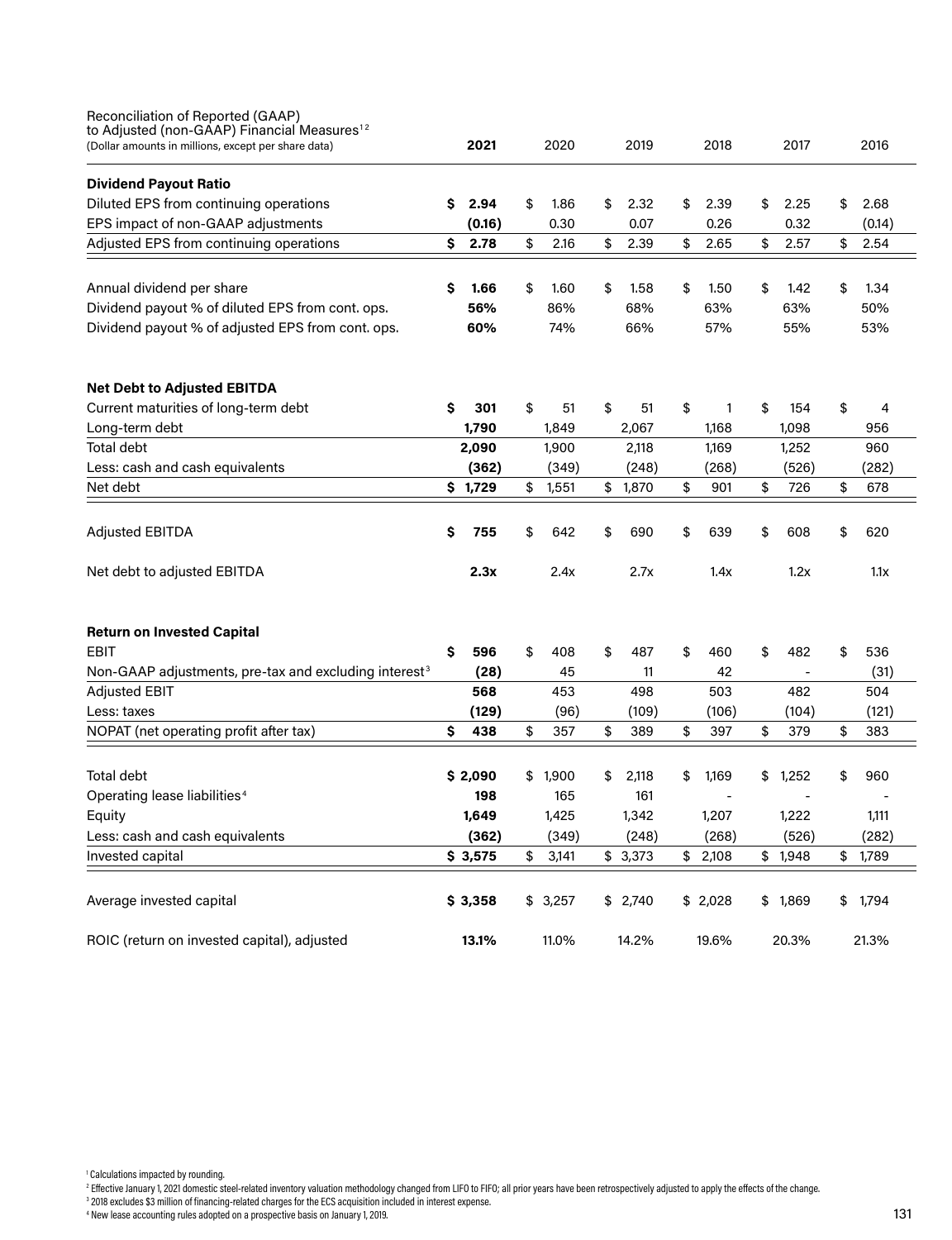| Reconciliation of Reported (GAAP) to Adjusted (non-GAAP) Financial Measures[1 2] (Dollar amounts in millions, except per share data) | 2021 | 2020 | 2019 | 2018 | 2017 | 2016 |
|---|---|---|---|---|---|---|
| **Dividend Payout Ratio** | | | | | | |
| Diluted EPS from continuing operations | **$ 2.94** | $ 1.86 | $ 2.32 | $ 2.39 | $ 2.25 | $ 2.68 |
| EPS impact of non-GAAP adjustments | **(0.16)** | 0.30 | 0.07 | 0.26 | 0.32 | (0.14) |
| Adjusted EPS from continuing operations | **$ 2.78** | $ 2.16 | $ 2.39 | $ 2.65 | $ 2.57 | $ 2.54 |
| | | | | | | |
| Annual dividend per share | **$ 1.66** | $ 1.60 | $ 1.58 | $ 1.50 | $ 1.42 | $ 1.34 |
| Dividend payout % of diluted EPS from cont. ops. | **56%** | 86% | 68% | 63% | 63% | 50% |
| Dividend payout % of adjusted EPS from cont. ops. | **60%** | 74% | 66% | 57% | 55% | 53% |
| | | | | | | |
| **Net Debt to Adjusted EBITDA** | | | | | | |
| Current maturities of long-term debt | **$ 301** | $ 51 | $ 51 | $ 1 | $ 154 | $ 4 |
| Long-term debt | **1,790** | 1,849 | 2,067 | 1,168 | 1,098 | 956 |
| Total debt | **2,090** | 1,900 | 2,118 | 1,169 | 1,252 | 960 |
| Less: cash and cash equivalents | **(362)** | (349) | (248) | (268) | (526) | (282) |
| Net debt | **$ 1,729** | $ 1,551 | $ 1,870 | $ 901 | $ 726 | $ 678 |
| | | | | | | |
| Adjusted EBITDA | **$ 755** | $ 642 | $ 690 | $ 639 | $ 608 | $ 620 |
| | | | | | | |
| Net debt to adjusted EBITDA | **2.3x** | 2.4x | 2.7x | 1.4x | 1.2x | 1.1x |
| | | | | | | |
| **Return on Invested Capital** | | | | | | |
| EBIT | **$ 596** | $ 408 | $ 487 | $ 460 | $ 482 | $ 536 |
| Non-GAAP adjustments, pre-tax and excluding interest[3] | **(28)** | 45 | 11 | 42 | - | (31) |
| Adjusted EBIT | **568** | 453 | 498 | 503 | 482 | 504 |
| Less: taxes | **(129)** | (96) | (109) | (106) | (104) | (121) |
| NOPAT (net operating profit after tax) | **$ 438** | $ 357 | $ 389 | $ 397 | $ 379 | $ 383 |
| | | | | | | |
| Total debt | **$ 2,090** | $ 1,900 | $ 2,118 | $ 1,169 | $ 1,252 | $ 960 |
| Operating lease liabilities[4] | **198** | 165 | 161 | - | - | - |
| Equity | **1,649** | 1,425 | 1,342 | 1,207 | 1,222 | 1,111 |
| Less: cash and cash equivalents | **(362)** | (349) | (248) | (268) | (526) | (282) |
| Invested capital | **$ 3,575** | $ 3,141 | $ 3,373 | $ 2,108 | $ 1,948 | $ 1,789 |
| | | | | | | |
| Average invested capital | **$ 3,358** | $ 3,257 | $ 2,740 | $ 2,028 | $ 1,869 | $ 1,794 |
| | | | | | | |
| ROIC (return on invested capital), adjusted | **13.1%** | 11.0% | 14.2% | 19.6% | 20.3% | 21.3% |

[1] Calculations impacted by rounding.
[2] Effective January 1, 2021 domestic steel-related inventory valuation methodology changed from LIFO to FIFO; all prior years have been retrospectively adjusted to apply the effects of the change.
[3] 2018 excludes $3 million of financing-related charges for the ECS acquisition included in interest expense.
[4] New lease accounting rules adopted on a prospective basis on January 1, 2019.